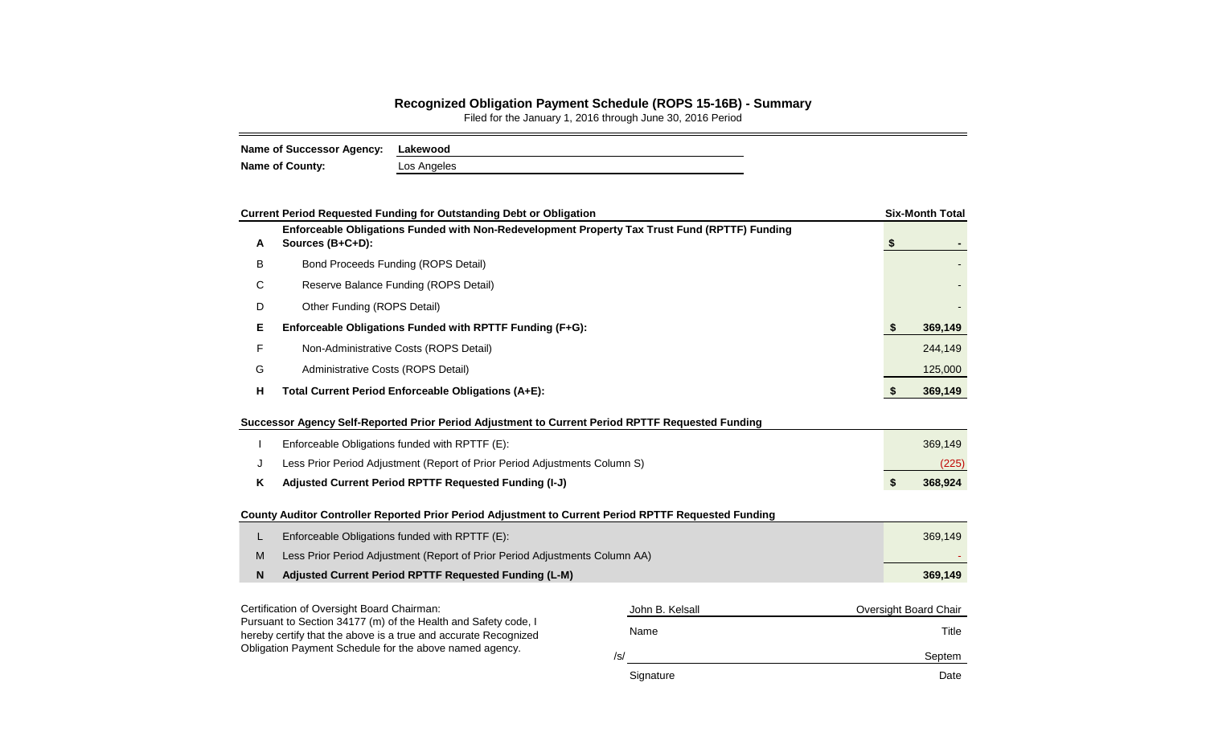# Recognized Obligation Payment Schedule (ROPS 15-16B) - Summary

Filed for the January 1, 2016 through June 30, 2016 Period

**Name of Successor Agency:** **Lakewood**
**Name of County:** Los Angeles

| | **Current Period Requested Funding for Outstanding Debt or Obligation** | **Six-Month Total** |
|---|---|---|
| **A** | **Enforceable Obligations Funded with Non-Redevelopment Property Tax Trust Fund (RPTTF) Funding Sources (B+C+D):** | **$ -** |
| B | Bond Proceeds Funding (ROPS Detail) | - |
| C | Reserve Balance Funding (ROPS Detail) | - |
| D | Other Funding (ROPS Detail) | - |
| **E** | **Enforceable Obligations Funded with RPTTF Funding (F+G):** | **$ 369,149** |
| F | Non-Administrative Costs (ROPS Detail) | 244,149 |
| G | Administrative Costs (ROPS Detail) | 125,000 |
| **H** | **Total Current Period Enforceable Obligations (A+E):** | **$ 369,149** |

| | **Successor Agency Self-Reported Prior Period Adjustment to Current Period RPTTF Requested Funding** | |
|---|---|---|
| I | Enforceable Obligations funded with RPTTF (E): | 369,149 |
| J | Less Prior Period Adjustment (Report of Prior Period Adjustments Column S) | (225) |
| **K** | **Adjusted Current Period RPTTF Requested Funding (I-J)** | **$ 368,924** |

| | **County Auditor Controller Reported Prior Period Adjustment to Current Period RPTTF Requested Funding** | |
|---|---|---|
| L | Enforceable Obligations funded with RPTTF (E): | 369,149 |
| M | Less Prior Period Adjustment (Report of Prior Period Adjustments Column AA) | - |
| **N** | **Adjusted Current Period RPTTF Requested Funding (L-M)** | **369,149** |

Certification of Oversight Board Chairman:
Pursuant to Section 34177 (m) of the Health and Safety code, I hereby certify that the above is a true and accurate Recognized Obligation Payment Schedule for the above named agency.

| John B. Kelsall | Oversight Board Chair |
|---|---|
| Name | Title |
| /s/ | Septem |
| Signature | Date |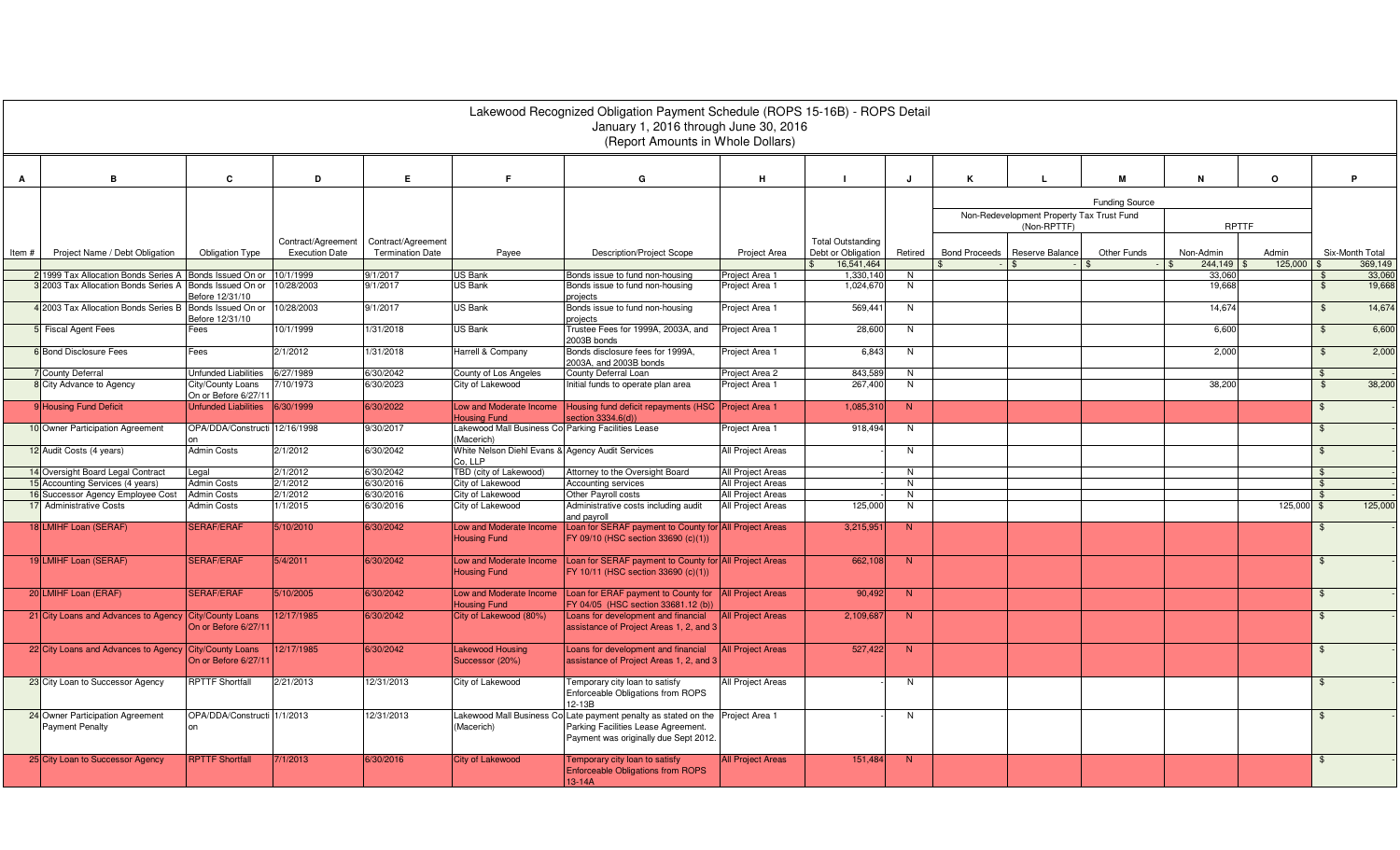# Lakewood Recognized Obligation Payment Schedule (ROPS 15-16B) - ROPS Detail

January 1, 2016 through June 30, 2016

(Report Amounts in Whole Dollars)

| A | B | C | D | E | F | G | H | I | J | K | L | M | N | O | P |
|---|---|---|---|---|---|---|---|---|---|---|---|---|---|---|---|
| | | | | | | | | | | Funding Source | | | | | |
| | | | | | | | | | | Non-Redevelopment Property Tax Trust Fund (Non-RPTTF) | | | RPTTF | | |
| Item # | Project Name / Debt Obligation | Obligation Type | Contract/Agreement Execution Date | Contract/Agreement Termination Date | Payee | Description/Project Scope | Project Area | Total Outstanding Debt or Obligation | Retired | Bond Proceeds | Reserve Balance | Other Funds | Non-Admin | Admin | Six-Month Total |
| | | | | | | | | $ 16,541,464 | | $ - | $ - | $ - | $ 244,149 | $ 125,000 | $ 369,149 |
| 2 | 1999 Tax Allocation Bonds Series A | Bonds Issued On or | 10/1/1999 | 9/1/2017 | US Bank | Bonds issue to fund non-housing | Project Area 1 | 1,330,140 | N | | | | 33,060 | | $ 33,060 |
| 3 | 2003 Tax Allocation Bonds Series A | Bonds Issued On or Before 12/31/10 | 10/28/2003 | 9/1/2017 | US Bank | Bonds issue to fund non-housing projects | Project Area 1 | 1,024,670 | N | | | | 19,668 | | $ 19,668 |
| 4 | 2003 Tax Allocation Bonds Series B | Bonds Issued On or Before 12/31/10 | 10/28/2003 | 9/1/2017 | US Bank | Bonds issue to fund non-housing projects | Project Area 1 | 569,441 | N | | | | 14,674 | | $ 14,674 |
| 5 | Fiscal Agent Fees | Fees | 10/1/1999 | 1/31/2018 | US Bank | Trustee Fees for 1999A, 2003A, and 2003B bonds | Project Area 1 | 28,600 | N | | | | 6,600 | | $ 6,600 |
| 6 | Bond Disclosure Fees | Fees | 2/1/2012 | 1/31/2018 | Harrell & Company | Bonds disclosure fees for 1999A, 2003A, and 2003B bonds | Project Area 1 | 6,843 | N | | | | 2,000 | | $ 2,000 |
| 7 | County Deferral | Unfunded Liabilities | 6/27/1989 | 6/30/2042 | County of Los Angeles | County Deferral Loan | Project Area 2 | 843,589 | N | | | | | | $ - |
| 8 | City Advance to Agency | City/County Loans On or Before 6/27/11 | 7/10/1973 | 6/30/2023 | City of Lakewood | Initial funds to operate plan area | Project Area 1 | 267,400 | N | | | | 38,200 | | $ 38,200 |
| 9 | Housing Fund Deficit | Unfunded Liabilities | 6/30/1999 | 6/30/2022 | Low and Moderate Income Housing Fund | Housing fund deficit repayments (HSC section 3334.6(d)) | Project Area 1 | 1,085,310 | N | | | | | | $ - |
| 10 | Owner Participation Agreement | OPA/DDA/Construction | 12/16/1998 | 9/30/2017 | Lakewood Mall Business Co (Macerich) | Parking Facilities Lease | Project Area 1 | 918,494 | N | | | | | | $ - |
| 12 | Audit Costs (4 years) | Admin Costs | 2/1/2012 | 6/30/2042 | White Nelson Diehl Evans & Co, LLP | Agency Audit Services | All Project Areas | - | N | | | | | | $ - |
| 14 | Oversight Board Legal Contract | Legal | 2/1/2012 | 6/30/2042 | TBD (city of Lakewood) | Attorney to the Oversight Board | All Project Areas | - | N | | | | | | $ - |
| 15 | Accounting Services (4 years) | Admin Costs | 2/1/2012 | 6/30/2016 | City of Lakewood | Accounting services | All Project Areas | - | N | | | | | | $ - |
| 16 | Successor Agency Employee Cost | Admin Costs | 2/1/2012 | 6/30/2016 | City of Lakewood | Other Payroll costs | All Project Areas | - | N | | | | | | $ - |
| 17 | Administrative Costs | Admin Costs | 1/1/2015 | 6/30/2016 | City of Lakewood | Administrative costs including audit and payroll | All Project Areas | 125,000 | N | | | | | 125,000 | $ 125,000 |
| 18 | LMIHF Loan (SERAF) | SERAF/ERAF | 5/10/2010 | 6/30/2042 | Low and Moderate Income Housing Fund | Loan for SERAF payment to County for FY 09/10 (HSC section 33690 (c)(1)) | All Project Areas | 3,215,951 | N | | | | | | $ - |
| 19 | LMIHF Loan (SERAF) | SERAF/ERAF | 5/4/2011 | 6/30/2042 | Low and Moderate Income Housing Fund | Loan for SERAF payment to County for FY 10/11 (HSC section 33690 (c)(1)) | All Project Areas | 662,108 | N | | | | | | $ - |
| 20 | LMIHF Loan (ERAF) | SERAF/ERAF | 5/10/2005 | 6/30/2042 | Low and Moderate Income Housing Fund | Loan for ERAF payment to County for FY 04/05 (HSC section 33681.12 (b)) | All Project Areas | 90,492 | N | | | | | | $ - |
| 21 | City Loans and Advances to Agency | City/County Loans On or Before 6/27/11 | 12/17/1985 | 6/30/2042 | City of Lakewood (80%) | Loans for development and financial assistance of Project Areas 1, 2, and 3 | All Project Areas | 2,109,687 | N | | | | | | $ - |
| 22 | City Loans and Advances to Agency | City/County Loans On or Before 6/27/11 | 12/17/1985 | 6/30/2042 | Lakewood Housing Successor (20%) | Loans for development and financial assistance of Project Areas 1, 2, and 3 | All Project Areas | 527,422 | N | | | | | | $ - |
| 23 | City Loan to Successor Agency | RPTTF Shortfall | 2/21/2013 | 12/31/2013 | City of Lakewood | Temporary city loan to satisfy Enforceable Obligations from ROPS 12-13B | All Project Areas | - | N | | | | | | $ - |
| 24 | Owner Participation Agreement Payment Penalty | OPA/DDA/Construction | 1/1/2013 | 12/31/2013 | Lakewood Mall Business Co (Macerich) | Late payment penalty as stated on the Parking Facilities Lease Agreement. Payment was originally due Sept 2012. | Project Area 1 | - | N | | | | | | $ - |
| 25 | City Loan to Successor Agency | RPTTF Shortfall | 7/1/2013 | 6/30/2016 | City of Lakewood | Temporary city loan to satisfy Enforceable Obligations from ROPS 13-14A | All Project Areas | 151,484 | N | | | | | | $ - |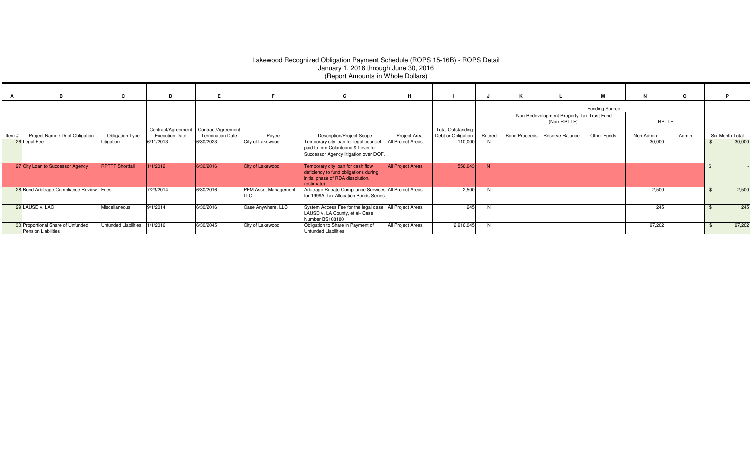# Lakewood Recognized Obligation Payment Schedule (ROPS 15-16B) - ROPS Detail

January 1, 2016 through June 30, 2016

(Report Amounts in Whole Dollars)

| A | B | C | D | E | F | G | H | I | J | K | L | M | N | O | P |
|---|---|---|---|---|---|---|---|---|---|---|---|---|---|---|---|
| | | | | | | | | | | Funding Source | | | | | |
| | | | | | | | | | | Non-Redevelopment Property Tax Trust Fund (Non-RPTTF) | | | RPTTF | | |
| Item # | Project Name / Debt Obligation | Obligation Type | Contract/Agreement Execution Date | Contract/Agreement Termination Date | Payee | Description/Project Scope | Project Area | Total Outstanding Debt or Obligation | Retired | Bond Proceeds | Reserve Balance | Other Funds | Non-Admin | Admin | Six-Month Total |
| 26 | Legal Fee | Litigation | 6/11/2013 | 6/30/2023 | City of Lakewood | Temporary city loan for legal counsel paid to firm Colantuono & Levin for Successor Agency litigation over DOF. | All Project Areas | 110,000 | N | | | | 30,000 | | $ 30,000 |
| 27 | City Loan to Successor Agency | RPTTF Shortfall | 1/1/2012 | 6/30/2016 | City of Lakewood | Temporary city loan for cash flow deficiency to fund obligations during initial phase of RDA dissolution. (estimate) | All Project Areas | 556,043 | N | | | | | | $ - |
| 28 | Bond Arbitrage Compliance Review | Fees | 7/23/2014 | 6/30/2016 | PFM Asset Management LLC | Arbitrage Rebate Compliance Services for 1999A Tax Allocation Bonds Series | All Project Areas | 2,500 | N | | | | 2,500 | | $ 2,500 |
| 29 | LAUSD v. LAC | Miscellaneous | 9/1/2014 | 6/30/2016 | Case Anywhere, LLC | System Access Fee for the legal case LAUSD v. LA County, et al- Case Number BS108180 | All Project Areas | 245 | N | | | | 245 | | $ 245 |
| 30 | Proportional Share of Unfunded Pension Liabilities | Unfunded Liabilities | 1/1/2016 | 6/30/2045 | City of Lakewood | Obligation to Share in Payment of Unfunded Liabilities | All Project Areas | 2,916,045 | N | | | | 97,202 | | $ 97,202 |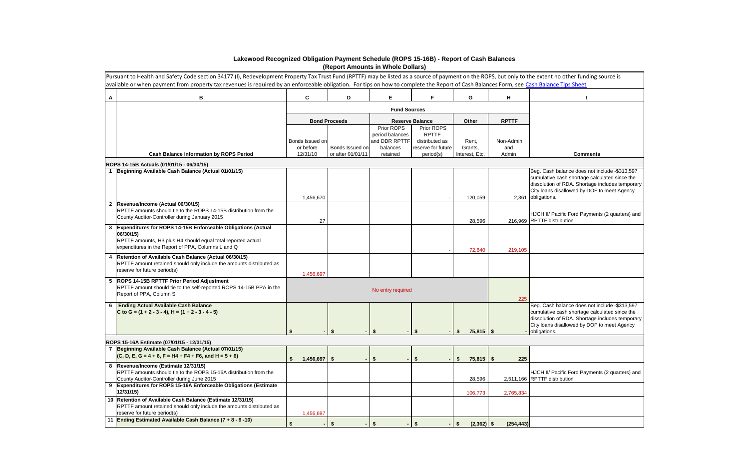## Lakewood Recognized Obligation Payment Schedule (ROPS 15-16B) - Report of Cash Balances
### (Report Amounts in Whole Dollars)

Pursuant to Health and Safety Code section 34177 (l), Redevelopment Property Tax Trust Fund (RPTTF) may be listed as a source of payment on the ROPS, but only to the extent no other funding source is available or when payment from property tax revenues is required by an enforceable obligation. For tips on how to complete the Report of Cash Balances Form, see Cash Balance Tips Sheet

| A | B | C | D | E | F | G | H | I |
|---|---|---|---|---|---|---|---|---|
| | | Fund Sources | | | | | | |
| | | Bond Proceeds | | Reserve Balance | | Other | RPTTF | |
| | Cash Balance Information by ROPS Period | Bonds Issued on or before 12/31/10 | Bonds Issued on or after 01/01/11 | Prior ROPS period balances and DDR RPTTF balances retained | Prior ROPS RPTTF distributed as reserve for future period(s) | Rent, Grants, Interest, Etc. | Non-Admin and Admin | Comments |
| | **ROPS 14-15B Actuals (01/01/15 - 06/30/15)** | | | | | | | |
| 1 | **Beginning Available Cash Balance (Actual 01/01/15)** | 1,456,670 | | | - | 120,059 | 2,361 | Beg. Cash balance does not include -$313,597 cumulative cash shortage calculated since the dissolution of RDA. Shortage includes temporary City loans disallowed by DOF to meet Agency obligations. |
| 2 | **Revenue/Income (Actual 06/30/15)** RPTTF amounts should tie to the ROPS 14-15B distribution from the County Auditor-Controller during January 2015 | 27 | | | | 28,596 | 216,969 | HJCH II/ Pacific Ford Payments (2 quarters) and RPTTF distribution |
| 3 | **Expenditures for ROPS 14-15B Enforceable Obligations (Actual 06/30/15)** RPTTF amounts, H3 plus H4 should equal total reported actual expenditures in the Report of PPA, Columns L and Q | | | | - | 72,840 | 219,105 | |
| 4 | **Retention of Available Cash Balance (Actual 06/30/15)** RPTTF amount retained should only include the amounts distributed as reserve for future period(s) | 1,456,697 | | | | | | |
| 5 | **ROPS 14-15B RPTTF Prior Period Adjustment** RPTTF amount should tie to the self-reported ROPS 14-15B PPA in the Report of PPA, Column S | No entry required | | | | | 225 | |
| 6 | **Ending Actual Available Cash Balance** C to G = (1 + 2 - 3 - 4), H = (1 + 2 - 3 - 4 - 5) | $ - | $ - | $ - | $ - | $ 75,815 | $ - | Beg. Cash balance does not include -$313,597 cumulative cash shortage calculated since the dissolution of RDA. Shortage includes temporary City loans disallowed by DOF to meet Agency obligations. |
| | **ROPS 15-16A Estimate (07/01/15 - 12/31/15)** | | | | | | | |
| 7 | **Beginning Available Cash Balance (Actual 07/01/15)** (C, D, E, G = 4 + 6, F = H4 + F4 + F6, and H = 5 + 6) | $ 1,456,697 | $ - | $ - | $ - | $ 75,815 | $ 225 | |
| 8 | **Revenue/Income (Estimate 12/31/15)** RPTTF amounts should tie to the ROPS 15-16A distribution from the County Auditor-Controller during June 2015 | | | | | 28,596 | 2,511,166 | HJCH II/ Pacific Ford Payments (2 quarters) and RPTTF distribution |
| 9 | **Expenditures for ROPS 15-16A Enforceable Obligations (Estimate 12/31/15)** | | | | | 106,773 | 2,765,834 | |
| 10 | **Retention of Available Cash Balance (Estimate 12/31/15)** RPTTF amount retained should only include the amounts distributed as reserve for future period(s) | 1,456,697 | | | | | | |
| 11 | **Ending Estimated Available Cash Balance (7 + 8 - 9 -10)** | $ - | $ - | $ - | $ - | $ (2,362) | $ (254,443) | |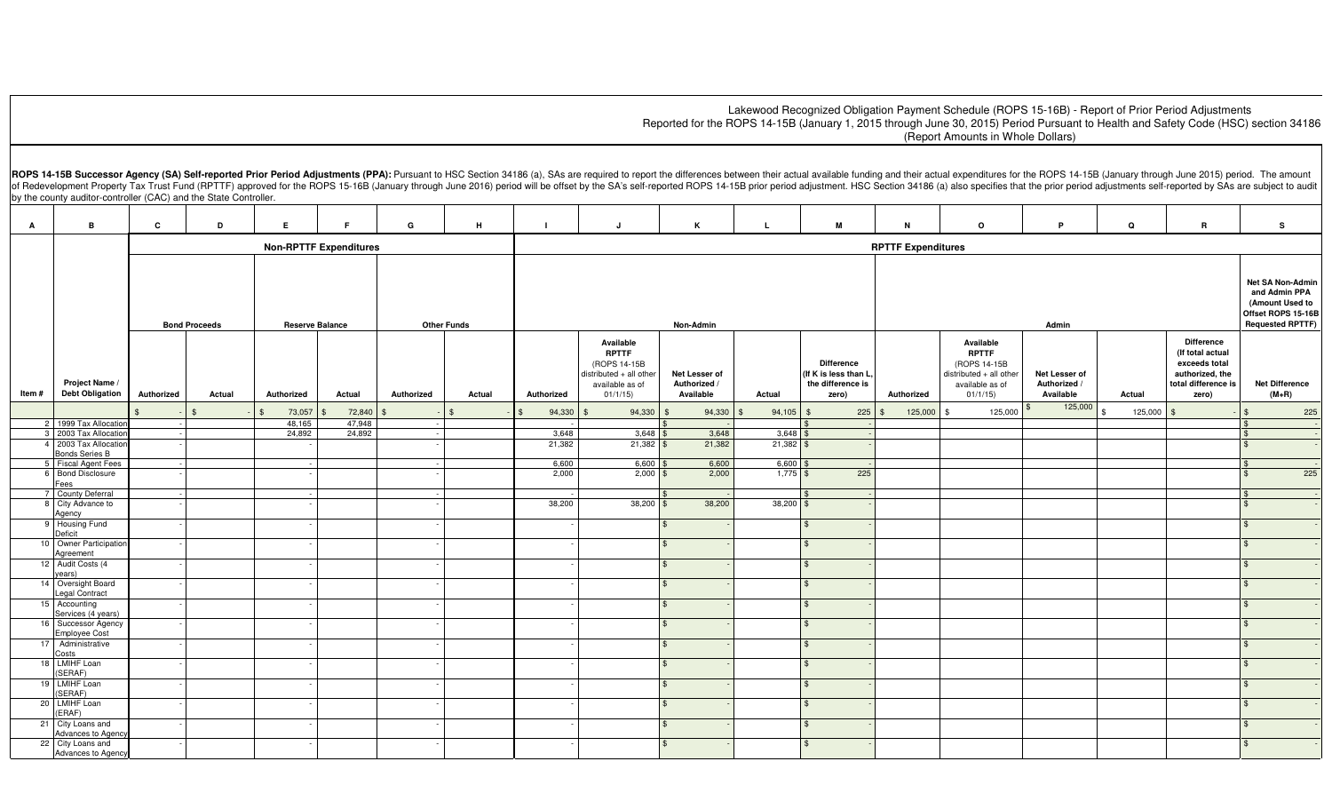Lakewood Recognized Obligation Payment Schedule (ROPS 15-16B) - Report of Prior Period Adjustments
Reported for the ROPS 14-15B (January 1, 2015 through June 30, 2015) Period Pursuant to Health and Safety Code (HSC) section 34186
(Report Amounts in Whole Dollars)

**ROPS 14-15B Successor Agency (SA) Self-reported Prior Period Adjustments (PPA):** Pursuant to HSC Section 34186 (a), SAs are required to report the differences between their actual available funding and their actual expenditures for the ROPS 14-15B (January through June 2015) period. The amount of Redevelopment Property Tax Trust Fund (RPTTF) approved for the ROPS 15-16B (January through June 2016) period will be offset by the SA's self-reported ROPS 14-15B prior period adjustment. HSC Section 34186 (a) also specifies that the prior period adjustments self-reported by SAs are subject to audit by the county auditor-controller (CAC) and the State Controller.

| A | B | C | D | E | F | G | H | I | J | K | L | M | N | O | P | Q | R | S |
|---|---|---|---|---|---|---|---|---|---|---|---|---|---|---|---|---|---|---|
| | | Non-RPTTF Expenditures | | | | | | RPTTF Expenditures | | | | | | | | | | |
| | | Bond Proceeds | | Reserve Balance | | Other Funds | | Non-Admin | | | | | Admin | | | | | Net SA Non-Admin and Admin PPA (Amount Used to Offset ROPS 15-16B Requested RPTTF) |
| Item # | Project Name / Debt Obligation | Authorized | Actual | Authorized | Actual | Authorized | Actual | Authorized | Available RPTTF (ROPS 14-15B distributed + all other available as of 01/1/15) | Net Lesser of Authorized / Available | Actual | Difference (If K is less than L, the difference is zero) | Authorized | Available RPTTF (ROPS 14-15B distributed + all other available as of 01/1/15) | Net Lesser of Authorized / Available | Actual | Difference (If total actual exceeds total authorized, the total difference is zero) | Net Difference (M+R) |
| | | $ - | $ - | $ 73,057 | $ 72,840 | $ - | $ - | $ 94,330 | $ 94,330 | $ 94,330 | $ 94,105 | $ 225 | $ 125,000 | $ 125,000 | $ 125,000 | $ 125,000 | $ - | $ 225 |
| 2 | 1999 Tax Allocation | - | | 48,165 | 47,948 | - | | - | | $ - | | $ - | | | | | | $ - |
| 3 | 2003 Tax Allocation | - | | 24,892 | 24,892 | - | | 3,648 | 3,648 | $ 3,648 | 3,648 | $ - | | | | | | $ - |
| 4 | 2003 Tax Allocation Bonds Series B | - | | - | | - | | 21,382 | 21,382 | $ 21,382 | 21,382 | $ - | | | | | | $ - |
| 5 | Fiscal Agent Fees | - | | - | | - | | 6,600 | 6,600 | $ 6,600 | 6,600 | $ - | | | | | | $ - |
| 6 | Bond Disclosure Fees | - | | - | | - | | 2,000 | 2,000 | $ 2,000 | 1,775 | $ 225 | | | | | | $ 225 |
| 7 | County Deferral | - | | - | | - | | - | | $ - | | $ - | | | | | | $ - |
| 8 | City Advance to Agency | - | | - | | - | | 38,200 | 38,200 | $ 38,200 | 38,200 | $ - | | | | | | $ - |
| 9 | Housing Fund Deficit | - | | - | | - | | - | | $ - | | $ - | | | | | | $ - |
| 10 | Owner Participation Agreement | - | | - | | - | | - | | $ - | | $ - | | | | | | $ - |
| 12 | Audit Costs (4 years) | - | | - | | - | | - | | $ - | | $ - | | | | | | $ - |
| 14 | Oversight Board Legal Contract | - | | - | | - | | - | | $ - | | $ - | | | | | | $ - |
| 15 | Accounting Services (4 years) | - | | - | | - | | - | | $ - | | $ - | | | | | | $ - |
| 16 | Successor Agency Employee Cost | - | | - | | - | | - | | $ - | | $ - | | | | | | $ - |
| 17 | Administrative Costs | - | | - | | - | | - | | $ - | | $ - | | | | | | $ - |
| 18 | LMIHF Loan (SERAF) | - | | - | | - | | - | | $ - | | $ - | | | | | | $ - |
| 19 | LMIHF Loan (SERAF) | - | | - | | - | | - | | $ - | | $ - | | | | | | $ - |
| 20 | LMIHF Loan (ERAF) | - | | - | | - | | - | | $ - | | $ - | | | | | | $ - |
| 21 | City Loans and Advances to Agency | - | | - | | - | | - | | $ - | | $ - | | | | | | $ - |
| 22 | City Loans and Advances to Agency | - | | - | | - | | - | | $ - | | $ - | | | | | | $ - |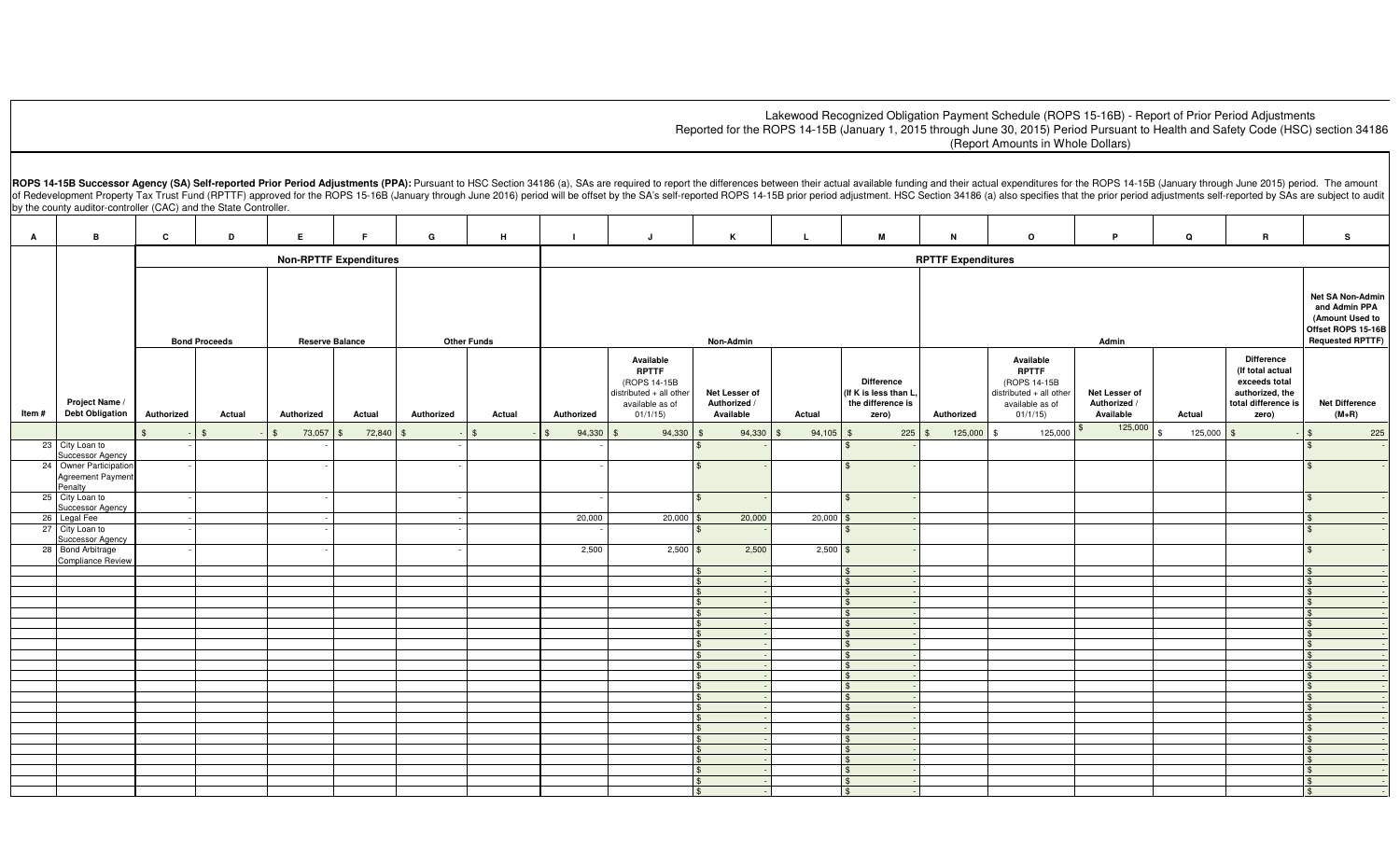Lakewood Recognized Obligation Payment Schedule (ROPS 15-16B) - Report of Prior Period Adjustments
Reported for the ROPS 14-15B (January 1, 2015 through June 30, 2015) Period Pursuant to Health and Safety Code (HSC) section 34186
(Report Amounts in Whole Dollars)

**ROPS 14-15B Successor Agency (SA) Self-reported Prior Period Adjustments (PPA):** Pursuant to HSC Section 34186 (a), SAs are required to report the differences between their actual available funding and their actual expenditures for the ROPS 14-15B (January through June 2015) period. The amount of Redevelopment Property Tax Trust Fund (RPTTF) approved for the ROPS 15-16B (January through June 2016) period will be offset by the SA's self-reported ROPS 14-15B prior period adjustment. HSC Section 34186 (a) also specifies that the prior period adjustments self-reported by SAs are subject to audit by the county auditor-controller (CAC) and the State Controller.

| A | B | C | D | E | F | G | H | I | J | K | L | M | N | O | P | Q | R | S |
|---|---|---|---|---|---|---|---|---|---|---|---|---|---|---|---|---|---|---|
| | | Non-RPTTF Expenditures | | | | | | RPTTF Expenditures | | | | | | | | | | |
| | | Bond Proceeds | | Reserve Balance | | Other Funds | | Non-Admin | | | | | Admin | | | | | Net SA Non-Admin and Admin PPA (Amount Used to Offset ROPS 15-16B Requested RPTTF) |
| Item # | Project Name / Debt Obligation | Authorized | Actual | Authorized | Actual | Authorized | Actual | Authorized | Available RPTTF (ROPS 14-15B distributed + all other available as of 01/1/15) | Net Lesser of Authorized / Available | Actual | Difference (If K is less than L, the difference is zero) | Authorized | Available RPTTF (ROPS 14-15B distributed + all other available as of 01/1/15) | Net Lesser of Authorized / Available | Actual | Difference (If total actual exceeds total authorized, the total difference is zero) | Net Difference (M+R) |
| | | $ - | $ - | $ 73,057 | $ 72,840 | $ - | $ - | $ 94,330 | $ 94,330 | $ 94,330 | $ 94,105 | $ 225 | $ 125,000 | $ 125,000 | $ 125,000 | $ 125,000 | $ - | $ 225 |
| 23 | City Loan to Successor Agency | - | | - | | - | | - | | $ - | | $ - | | | | | | $ - |
| 24 | Owner Participation Agreement Payment Penalty | - | | - | | - | | - | | $ - | | $ - | | | | | | $ - |
| 25 | City Loan to Successor Agency | - | | - | | - | | - | | $ - | | $ - | | | | | | $ - |
| 26 | Legal Fee | - | | - | | - | | 20,000 | 20,000 | $ 20,000 | 20,000 | $ - | | | | | | $ - |
| 27 | City Loan to Successor Agency | - | | - | | - | | - | | $ - | | $ - | | | | | | $ - |
| 28 | Bond Arbitrage Compliance Review | - | | - | | - | | 2,500 | 2,500 | $ 2,500 | 2,500 | $ - | | | | | | $ - |
| | | | | | | | | | | $ - | | $ - | | | | | | $ - |
| | | | | | | | | | | $ - | | $ - | | | | | | $ - |
| | | | | | | | | | | $ - | | $ - | | | | | | $ - |
| | | | | | | | | | | $ - | | $ - | | | | | | $ - |
| | | | | | | | | | | $ - | | $ - | | | | | | $ - |
| | | | | | | | | | | $ - | | $ - | | | | | | $ - |
| | | | | | | | | | | $ - | | $ - | | | | | | $ - |
| | | | | | | | | | | $ - | | $ - | | | | | | $ - |
| | | | | | | | | | | $ - | | $ - | | | | | | $ - |
| | | | | | | | | | | $ - | | $ - | | | | | | $ - |
| | | | | | | | | | | $ - | | $ - | | | | | | $ - |
| | | | | | | | | | | $ - | | $ - | | | | | | $ - |
| | | | | | | | | | | $ - | | $ - | | | | | | $ - |
| | | | | | | | | | | $ - | | $ - | | | | | | $ - |
| | | | | | | | | | | $ - | | $ - | | | | | | $ - |
| | | | | | | | | | | $ - | | $ - | | | | | | $ - |
| | | | | | | | | | | $ - | | $ - | | | | | | $ - |
| | | | | | | | | | | $ - | | $ - | | | | | | $ - |
| | | | | | | | | | | $ - | | $ - | | | | | | $ - |
| | | | | | | | | | | $ - | | $ - | | | | | | $ - |
| | | | | | | | | | | $ - | | $ - | | | | | | $ - |
| | | | | | | | | | | $ - | | $ - | | | | | | $ - |
| | | | | | | | | | | $ - | | $ - | | | | | | $ - |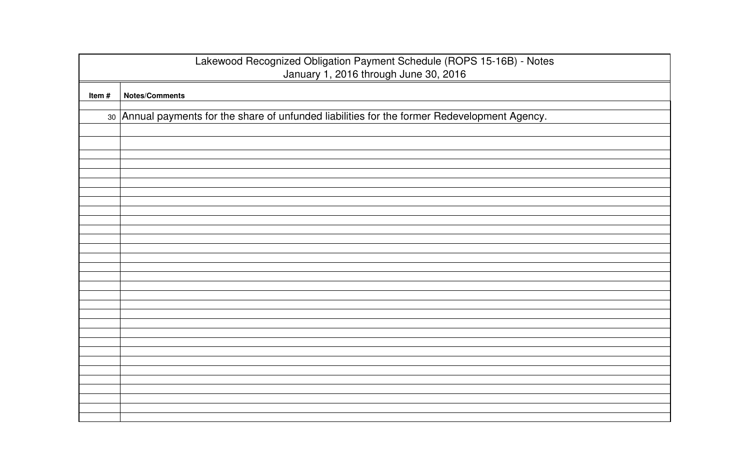# Lakewood Recognized Obligation Payment Schedule (ROPS 15-16B) - Notes

## January 1, 2016 through June 30, 2016

| Item # | Notes/Comments |
|---|---|
| 30 | Annual payments for the share of unfunded liabilities for the former Redevelopment Agency. |